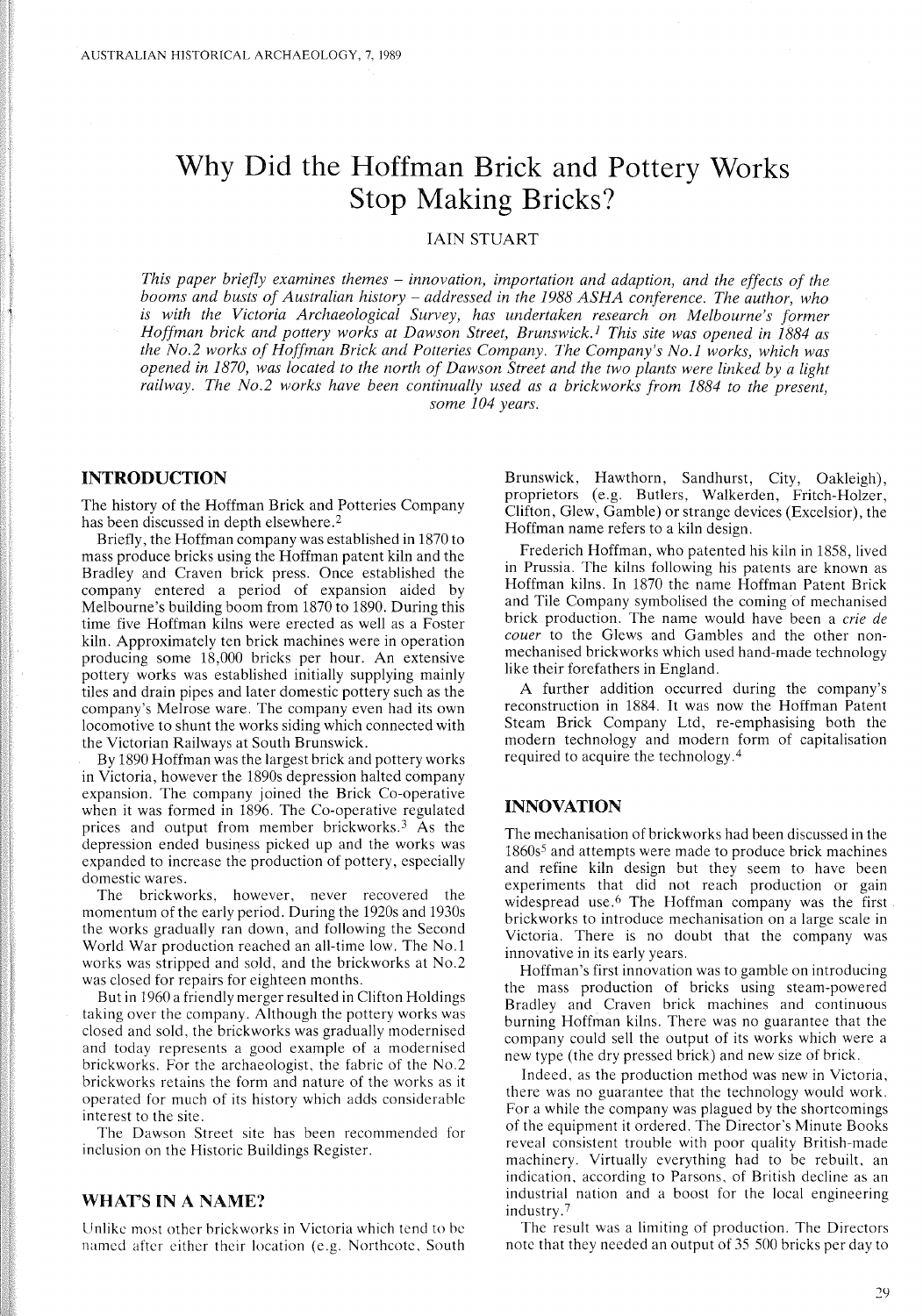# Why Did the Hoffman Brick and Pottery Works Stop Making Bricks?

IAIN STUART

*This paper briefly examines themes – innovation, importation and adaption, and the effects of the booms and busts of Australian history – addressed in the 1988 ASHA conference. The author, who is with the Victoria Archaeological Survey, has undertaken research on Melbourne's former Hoffman brick and pottery works at Dawson Street, Brunswick.[1] This site was opened in 1884 as the No.2 works of Hoffman Brick and Potteries Company. The Company's No.1 works, which was opened in 1870, was located to the north of Dawson Street and the two plants were linked by a light railway. The No.2 works have been continually used as a brickworks from 1884 to the present, some 104 years.*

## INTRODUCTION

The history of the Hoffman Brick and Potteries Company has been discussed in depth elsewhere.[2]

Briefly, the Hoffman company was established in 1870 to mass produce bricks using the Hoffman patent kiln and the Bradley and Craven brick press. Once established the company entered a period of expansion aided by Melbourne's building boom from 1870 to 1890. During this time five Hoffman kilns were erected as well as a Foster kiln. Approximately ten brick machines were in operation producing some 18,000 bricks per hour. An extensive pottery works was established initially supplying mainly tiles and drain pipes and later domestic pottery such as the company's Melrose ware. The company even had its own locomotive to shunt the works siding which connected with the Victorian Railways at South Brunswick.

By 1890 Hoffman was the largest brick and pottery works in Victoria, however the 1890s depression halted company expansion. The company joined the Brick Co-operative when it was formed in 1896. The Co-operative regulated prices and output from member brickworks.[3] As the depression ended business picked up and the works was expanded to increase the production of pottery, especially domestic wares.

The brickworks, however, never recovered the momentum of the early period. During the 1920s and 1930s the works gradually ran down, and following the Second World War production reached an all-time low. The No.1 works was stripped and sold, and the brickworks at No.2 was closed for repairs for eighteen months.

But in 1960 a friendly merger resulted in Clifton Holdings taking over the company. Although the pottery works was closed and sold, the brickworks was gradually modernised and today represents a good example of a modernised brickworks. For the archaeologist, the fabric of the No.2 brickworks retains the form and nature of the works as it operated for much of its history which adds considerable interest to the site.

The Dawson Street site has been recommended for inclusion on the Historic Buildings Register.

## WHAT'S IN A NAME?

Unlike most other brickworks in Victoria which tend to be named after either their location (e.g. Northcote, South Brunswick, Hawthorn, Sandhurst, City, Oakleigh), proprietors (e.g. Butlers, Walkerden, Fritch-Holzer, Clifton, Glew, Gamble) or strange devices (Excelsior), the Hoffman name refers to a kiln design.

Frederich Hoffman, who patented his kiln in 1858, lived in Prussia. The kilns following his patents are known as Hoffman kilns. In 1870 the name Hoffman Patent Brick and Tile Company symbolised the coming of mechanised brick production. The name would have been a *crie de couer* to the Glews and Gambles and the other non-mechanised brickworks which used hand-made technology like their forefathers in England.

A further addition occurred during the company's reconstruction in 1884. It was now the Hoffman Patent Steam Brick Company Ltd, re-emphasising both the modern technology and modern form of capitalisation required to acquire the technology.[4]

## INNOVATION

The mechanisation of brickworks had been discussed in the 1860s[5] and attempts were made to produce brick machines and refine kiln design but they seem to have been experiments that did not reach production or gain widespread use.[6] The Hoffman company was the first brickworks to introduce mechanisation on a large scale in Victoria. There is no doubt that the company was innovative in its early years.

Hoffman's first innovation was to gamble on introducing the mass production of bricks using steam-powered Bradley and Craven brick machines and continuous burning Hoffman kilns. There was no guarantee that the company could sell the output of its works which were a new type (the dry pressed brick) and new size of brick.

Indeed, as the production method was new in Victoria, there was no guarantee that the technology would work. For a while the company was plagued by the shortcomings of the equipment it ordered. The Director's Minute Books reveal consistent trouble with poor quality British-made machinery. Virtually everything had to be rebuilt, an indication, according to Parsons, of British decline as an industrial nation and a boost for the local engineering industry.[7]

The result was a limiting of production. The Directors note that they needed an output of 35 500 bricks per day to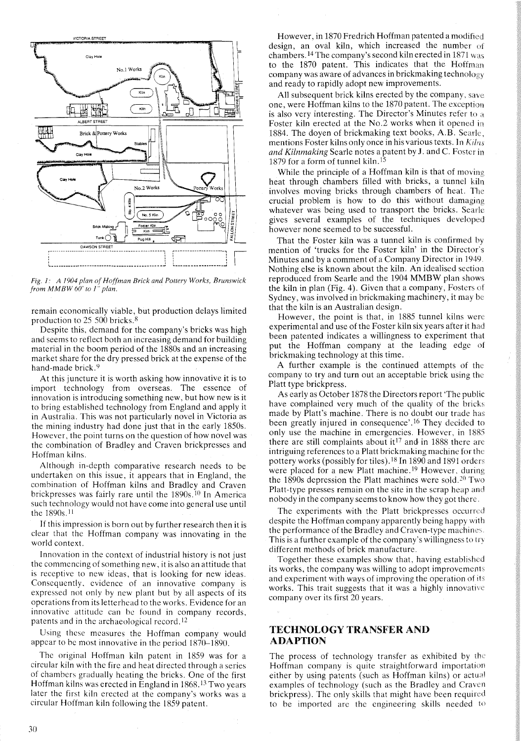Fig. 1: A 1904 plan of Hoffman Brick and Pottery Works, Brunswick from MMBW 60' to 1" plan.

remain economically viable, but production delays limited production to 25 500 bricks.[8]

Despite this, demand for the company's bricks was high and seems to reflect both an increasing demand for building material in the boom period of the 1880s and an increasing market share for the dry pressed brick at the expense of the hand-made brick.[9]

At this juncture it is worth asking how innovative it is to import technology from overseas. The essence of innovation is introducing something new, but how new is it to bring established technology from England and apply it in Australia. This was not particularly novel in Victoria as the mining industry had done just that in the early 1850s. However, the point turns on the question of how novel was the combination of Bradley and Craven brickpresses and Hoffman kilns.

Although in-depth comparative research needs to be undertaken on this issue, it appears that in England, the combination of Hoffman kilns and Bradley and Craven brickpresses was fairly rare until the 1890s.[10] In America such technology would not have come into general use until the 1890s.[11]

If this impression is born out by further research then it is clear that the Hoffman company was innovating in the world context.

Innovation in the context of industrial history is not just the commencing of something new, it is also an attitude that is receptive to new ideas, that is looking for new ideas. Consequently, evidence of an innovative company is expressed not only by new plant but by all aspects of its operations from its letterhead to the works. Evidence for an innovative attitude can be found in company records, patents and in the archaeological record.[12]

Using these measures the Hoffman company would appear to be most innovative in the period 1870–1890.

The original Hoffman kiln patent in 1859 was for a circular kiln with the fire and heat directed through a series of chambers gradually heating the bricks. One of the first Hoffman kilns was erected in England in 1868.[13] Two years later the first kiln erected at the company's works was a circular Hoffman kiln following the 1859 patent.

However, in 1870 Fredrich Hoffman patented a modified design, an oval kiln, which increased the number of chambers.[14] The company's second kiln erected in 1871 was to the 1870 patent. This indicates that the Hoffman company was aware of advances in brickmaking technology and ready to rapidly adopt new improvements.

All subsequent brick kilns erected by the company, save one, were Hoffman kilns to the 1870 patent. The exception is also very interesting. The Director's Minutes refer to a Foster kiln erected at the No.2 works when it opened in 1884. The doyen of brickmaking text books, A.B. Searle, mentions Foster kilns only once in his various texts. In *Kilns and Kilnmaking* Searle notes a patent by J. and C. Foster in 1879 for a form of tunnel kiln.[15]

While the principle of a Hoffman kiln is that of moving heat through chambers filled with bricks, a tunnel kiln involves moving bricks through chambers of heat. The crucial problem is how to do this without damaging whatever was being used to transport the bricks. Searle gives several examples of the techniques developed however none seemed to be successful.

That the Foster kiln was a tunnel kiln is confirmed by mention of 'trucks for the Foster kiln' in the Director's Minutes and by a comment of a Company Director in 1949. Nothing else is known about the kiln. An idealised section reproduced from Searle and the 1904 MMBW plan shows the kiln in plan (Fig. 4). Given that a company, Fosters of Sydney, was involved in brickmaking machinery, it may be that the kiln is an Australian design.

However, the point is that, in 1885 tunnel kilns were experimental and use of the Foster kiln six years after it had been patented indicates a willingness to experiment that put the Hoffman company at the leading edge of brickmaking technology at this time.

A further example is the continued attempts of the company to try and turn out an acceptable brick using the Platt type brickpress.

As early as October 1878 the Directors report 'The public have complained very much of the quality of the bricks made by Platt's machine. There is no doubt our trade has been greatly injured in consequence'.[16] They decided to only use the machine in emergencies. However, in 1885 there are still complaints about it[17] and in 1888 there are intriguing references to a Platt brickmaking machine for the pottery works (possibly for tiles).[18] In 1890 and 1891 orders were placed for a new Platt machine.[19] However, during the 1890s depression the Platt machines were sold.[20] Two Platt-type presses remain on the site in the scrap heap and nobody in the company seems to know how they got there.

The experiments with the Platt brickpresses occurred despite the Hoffman company apparently being happy with the performance of the Bradley and Craven-type machines. This is a further example of the company's willingness to try different methods of brick manufacture.

Together these examples show that, having established its works, the company was willing to adopt improvements and experiment with ways of improving the operation of its works. This trait suggests that it was a highly innovative company over its first 20 years.

## TECHNOLOGY TRANSFER AND ADAPTION

The process of technology transfer as exhibited by the Hoffman company is quite straightforward importation either by using patents (such as Hoffman kilns) or actual examples of technology (such as the Bradley and Craven brickpress). The only skills that might have been required to be imported are the engineering skills needed to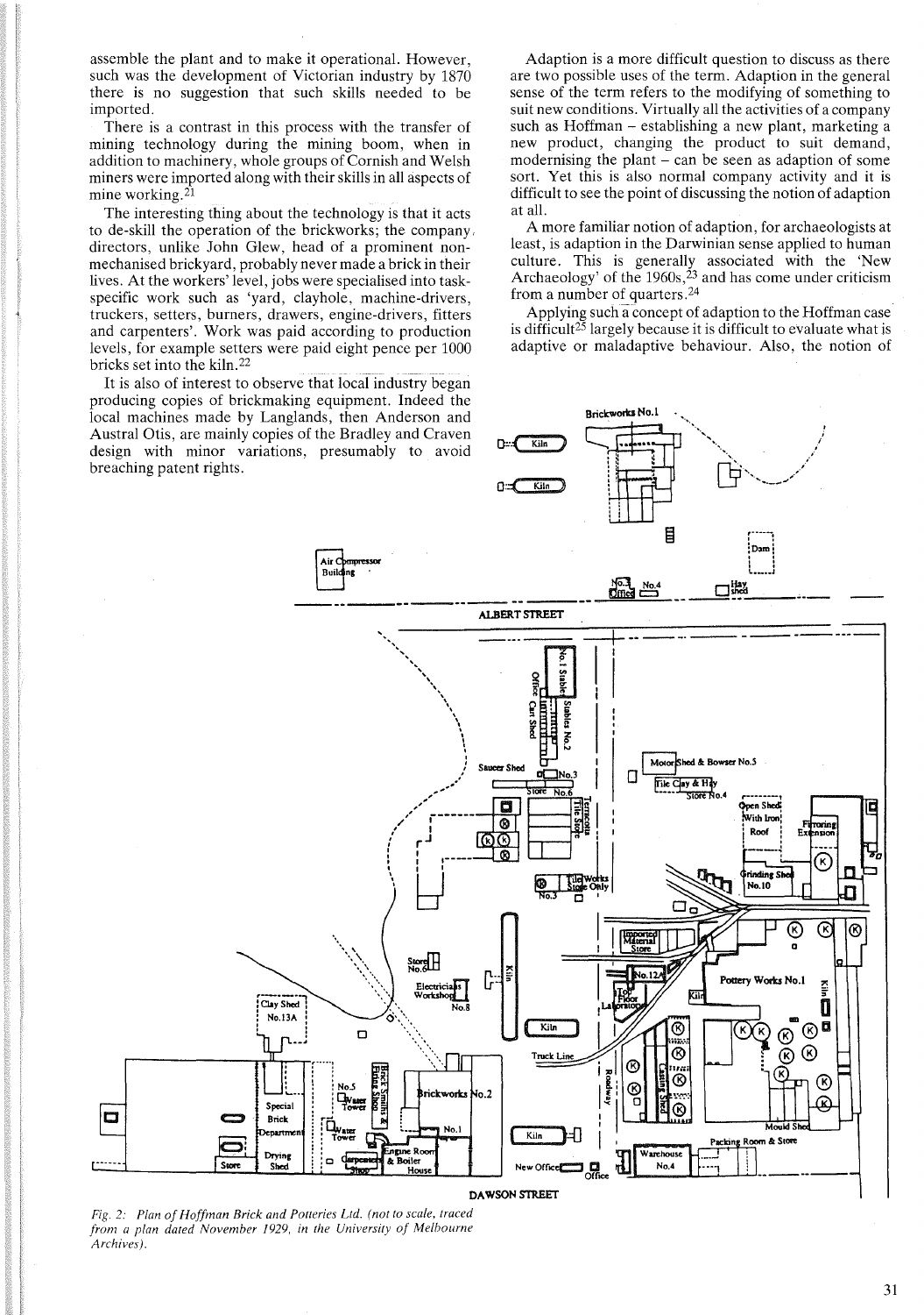assemble the plant and to make it operational. However, such was the development of Victorian industry by 1870 there is no suggestion that such skills needed to be imported.

There is a contrast in this process with the transfer of mining technology during the mining boom, when in addition to machinery, whole groups of Cornish and Welsh miners were imported along with their skills in all aspects of mine working.[21]

The interesting thing about the technology is that it acts to de-skill the operation of the brickworks; the company directors, unlike John Glew, head of a prominent non-mechanised brickyard, probably never made a brick in their lives. At the workers' level, jobs were specialised into task-specific work such as 'yard, clayhole, machine-drivers, truckers, setters, burners, drawers, engine-drivers, fitters and carpenters'. Work was paid according to production levels, for example setters were paid eight pence per 1000 bricks set into the kiln.[22]

It is also of interest to observe that local industry began producing copies of brickmaking equipment. Indeed the local machines made by Langlands, then Anderson and Austral Otis, are mainly copies of the Bradley and Craven design with minor variations, presumably to avoid breaching patent rights.

Adaption is a more difficult question to discuss as there are two possible uses of the term. Adaption in the general sense of the term refers to the modifying of something to suit new conditions. Virtually all the activities of a company such as Hoffman – establishing a new plant, marketing a new product, changing the product to suit demand, modernising the plant – can be seen as adaption of some sort. Yet this is also normal company activity and it is difficult to see the point of discussing the notion of adaption at all.

A more familiar notion of adaption, for archaeologists at least, is adaption in the Darwinian sense applied to human culture. This is generally associated with the 'New Archaeology' of the 1960s,[23] and has come under criticism from a number of quarters.[24]

Applying such a concept of adaption to the Hoffman case is difficult[25] largely because it is difficult to evaluate what is adaptive or maladaptive behaviour. Also, the notion of

*Fig. 2: Plan of Hoffman Brick and Potteries Ltd. (not to scale, traced from a plan dated November 1929, in the University of Melbourne Archives).*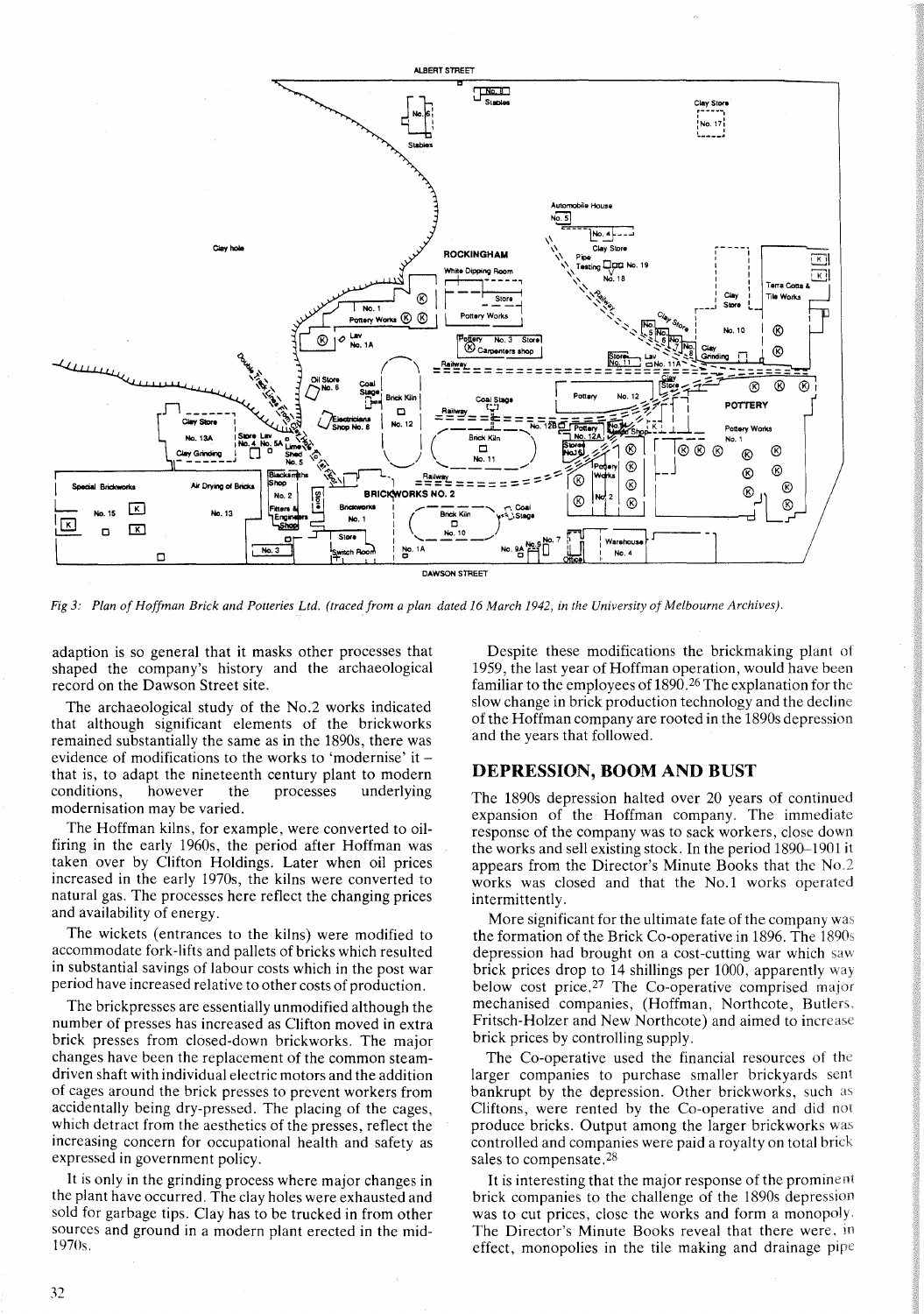*Fig 3: Plan of Hoffman Brick and Potteries Ltd. (traced from a plan dated 16 March 1942, in the University of Melbourne Archives).*

adaption is so general that it masks other processes that shaped the company's history and the archaeological record on the Dawson Street site.

The archaeological study of the No.2 works indicated that although significant elements of the brickworks remained substantially the same as in the 1890s, there was evidence of modifications to the works to 'modernise' it – that is, to adapt the nineteenth century plant to modern conditions, however the processes underlying modernisation may be varied.

The Hoffman kilns, for example, were converted to oil-firing in the early 1960s, the period after Hoffman was taken over by Clifton Holdings. Later when oil prices increased in the early 1970s, the kilns were converted to natural gas. The processes here reflect the changing prices and availability of energy.

The wickets (entrances to the kilns) were modified to accommodate fork-lifts and pallets of bricks which resulted in substantial savings of labour costs which in the post war period have increased relative to other costs of production.

The brickpresses are essentially unmodified although the number of presses has increased as Clifton moved in extra brick presses from closed-down brickworks. The major changes have been the replacement of the common steam-driven shaft with individual electric motors and the addition of cages around the brick presses to prevent workers from accidentally being dry-pressed. The placing of the cages, which detract from the aesthetics of the presses, reflect the increasing concern for occupational health and safety as expressed in government policy.

It is only in the grinding process where major changes in the plant have occurred. The clay holes were exhausted and sold for garbage tips. Clay has to be trucked in from other sources and ground in a modern plant erected in the mid-1970s.

Despite these modifications the brickmaking plant of 1959, the last year of Hoffman operation, would have been familiar to the employees of 1890.[26] The explanation for the slow change in brick production technology and the decline of the Hoffman company are rooted in the 1890s depression and the years that followed.

## DEPRESSION, BOOM AND BUST

The 1890s depression halted over 20 years of continued expansion of the Hoffman company. The immediate response of the company was to sack workers, close down the works and sell existing stock. In the period 1890–1901 it appears from the Director's Minute Books that the No.2 works was closed and that the No.1 works operated intermittently.

More significant for the ultimate fate of the company was the formation of the Brick Co-operative in 1896. The 1890s depression had brought on a cost-cutting war which saw brick prices drop to 14 shillings per 1000, apparently way below cost price.[27] The Co-operative comprised major mechanised companies, (Hoffman, Northcote, Butlers, Fritsch-Holzer and New Northcote) and aimed to increase brick prices by controlling supply.

The Co-operative used the financial resources of the larger companies to purchase smaller brickyards sent bankrupt by the depression. Other brickworks, such as Cliftons, were rented by the Co-operative and did not produce bricks. Output among the larger brickworks was controlled and companies were paid a royalty on total brick sales to compensate.[28]

It is interesting that the major response of the prominent brick companies to the challenge of the 1890s depression was to cut prices, close the works and form a monopoly. The Director's Minute Books reveal that there were, in effect, monopolies in the tile making and drainage pipe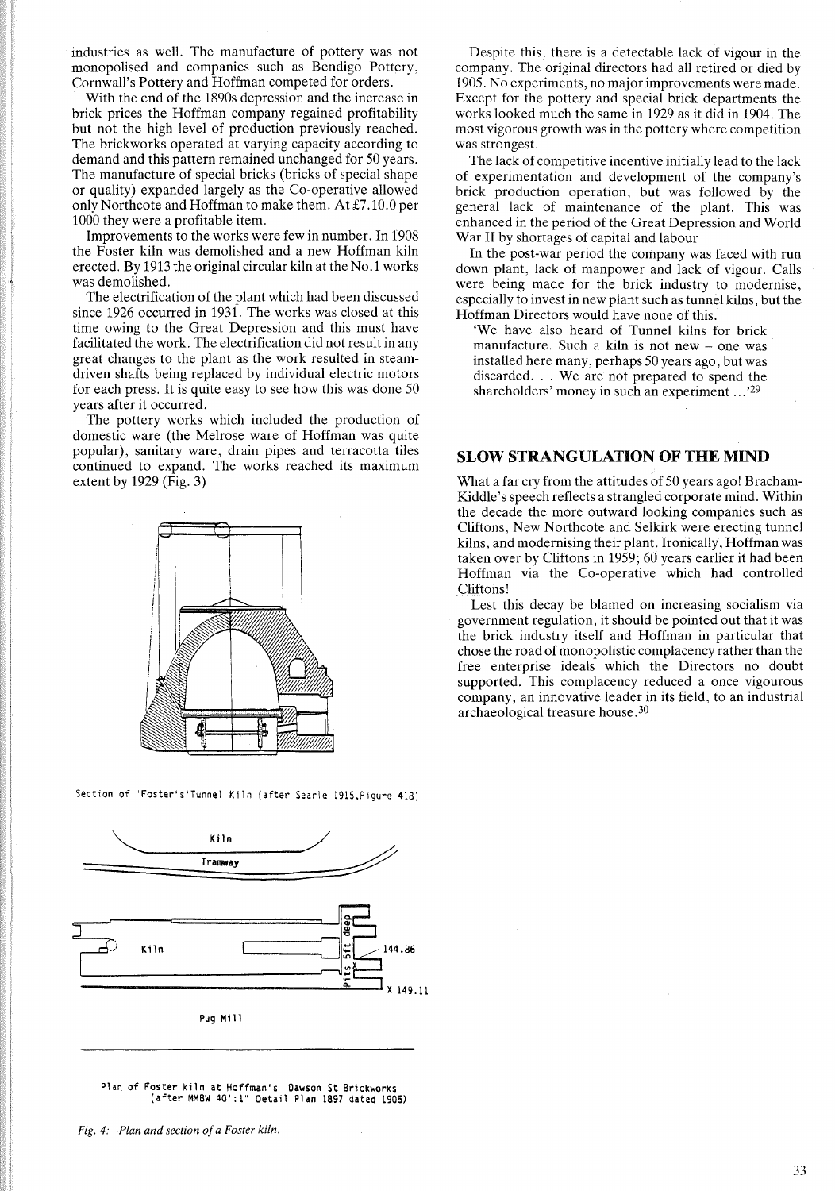industries as well. The manufacture of pottery was not monopolised and companies such as Bendigo Pottery, Cornwall's Pottery and Hoffman competed for orders.

With the end of the 1890s depression and the increase in brick prices the Hoffman company regained profitability but not the high level of production previously reached. The brickworks operated at varying capacity according to demand and this pattern remained unchanged for 50 years. The manufacture of special bricks (bricks of special shape or quality) expanded largely as the Co-operative allowed only Northcote and Hoffman to make them. At £7.10.0 per 1000 they were a profitable item.

Improvements to the works were few in number. In 1908 the Foster kiln was demolished and a new Hoffman kiln erected. By 1913 the original circular kiln at the No.1 works was demolished.

The electrification of the plant which had been discussed since 1926 occurred in 1931. The works was closed at this time owing to the Great Depression and this must have facilitated the work. The electrification did not result in any great changes to the plant as the work resulted in steam-driven shafts being replaced by individual electric motors for each press. It is quite easy to see how this was done 50 years after it occurred.

The pottery works which included the production of domestic ware (the Melrose ware of Hoffman was quite popular), sanitary ware, drain pipes and terracotta tiles continued to expand. The works reached its maximum extent by 1929 (Fig. 3)

Section of 'Foster's'Tunnel Kiln (after Searle 1915,Figure 418)

Plan of Foster kiln at Hoffman's Dawson St Brickworks (after MMBW 40':1" Detail Plan 1897 dated 1905)

*Fig. 4: Plan and section of a Foster kiln.*

Despite this, there is a detectable lack of vigour in the company. The original directors had all retired or died by 1905. No experiments, no major improvements were made. Except for the pottery and special brick departments the works looked much the same in 1929 as it did in 1904. The most vigorous growth was in the pottery where competition was strongest.

The lack of competitive incentive initially lead to the lack of experimentation and development of the company's brick production operation, but was followed by the general lack of maintenance of the plant. This was enhanced in the period of the Great Depression and World War II by shortages of capital and labour

In the post-war period the company was faced with run down plant, lack of manpower and lack of vigour. Calls were being made for the brick industry to modernise, especially to invest in new plant such as tunnel kilns, but the Hoffman Directors would have none of this.

> 'We have also heard of Tunnel kilns for brick manufacture. Such a kiln is not new – one was installed here many, perhaps 50 years ago, but was discarded. . . We are not prepared to spend the shareholders' money in such an experiment ...'[29]

## SLOW STRANGULATION OF THE MIND

What a far cry from the attitudes of 50 years ago! Bracham-Kiddle's speech reflects a strangled corporate mind. Within the decade the more outward looking companies such as Cliftons, New Northcote and Selkirk were erecting tunnel kilns, and modernising their plant. Ironically, Hoffman was taken over by Cliftons in 1959; 60 years earlier it had been Hoffman via the Co-operative which had controlled Cliftons!

Lest this decay be blamed on increasing socialism via government regulation, it should be pointed out that it was the brick industry itself and Hoffman in particular that chose the road of monopolistic complacency rather than the free enterprise ideals which the Directors no doubt supported. This complacency reduced a once vigorous company, an innovative leader in its field, to an industrial archaeological treasure house.[30]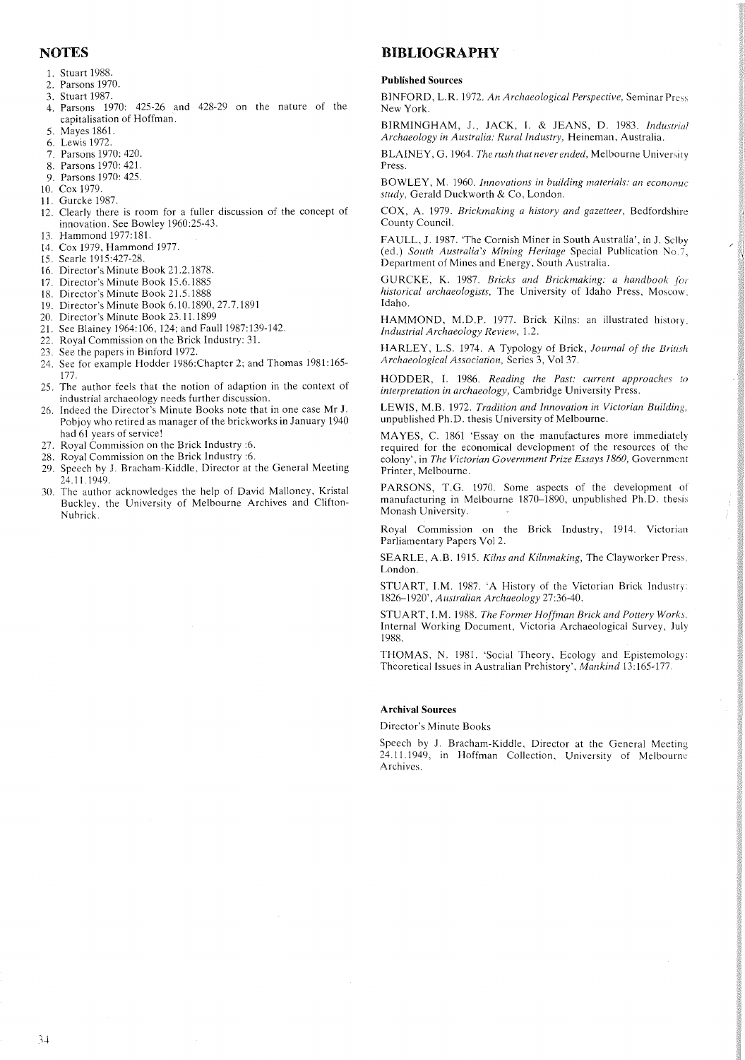## NOTES

1. Stuart 1988.
2. Parsons 1970.
3. Stuart 1987.
4. Parsons 1970: 425-26 and 428-29 on the nature of the capitalisation of Hoffman.
5. Mayes 1861.
6. Lewis 1972.
7. Parsons 1970: 420.
8. Parsons 1970: 421.
9. Parsons 1970: 425.
10. Cox 1979.
11. Gurcke 1987.
12. Clearly there is room for a fuller discussion of the concept of innovation. See Bowley 1960:25-43.
13. Hammond 1977:181.
14. Cox 1979, Hammond 1977.
15. Searle 1915:427-28.
16. Director's Minute Book 21.2.1878.
17. Director's Minute Book 15.6.1885
18. Director's Minute Book 21.5.1888
19. Director's Minute Book 6.10.1890, 27.7.1891
20. Director's Minute Book 23.11.1899
21. See Blainey 1964:106, 124; and Faull 1987:139-142.
22. Royal Commission on the Brick Industry: 31.
23. See the papers in Binford 1972.
24. See for example Hodder 1986:Chapter 2; and Thomas 1981:165-177.
25. The author feels that the notion of adaption in the context of industrial archaeology needs further discussion.
26. Indeed the Director's Minute Books note that in one case Mr J. Pobjoy who retired as manager of the brickworks in January 1940 had 61 years of service!
27. Royal Commission on the Brick Industry :6.
28. Royal Commission on the Brick Industry :6.
29. Speech by J. Bracham-Kiddle, Director at the General Meeting 24.11.1949.
30. The author acknowledges the help of David Malloney, Kristal Buckley, the University of Melbourne Archives and Clifton-Nubrick.

## BIBLIOGRAPHY

### Published Sources

BINFORD, L.R. 1972. *An Archaeological Perspective,* Seminar Press New York.

BIRMINGHAM, J., JACK, I. & JEANS, D. 1983. *Industrial Archaeology in Australia: Rural Industry,* Heineman, Australia.

BLAINEY, G. 1964. *The rush that never ended,* Melbourne University Press.

BOWLEY, M. 1960. *Innovations in building materials: an economic study,* Gerald Duckworth & Co, London.

COX, A. 1979. *Brickmaking a history and gazetteer,* Bedfordshire County Council.

FAULL, J. 1987. 'The Cornish Miner in South Australia', in J. Selby (ed.) *South Australia's Mining Heritage* Special Publication No.7, Department of Mines and Energy, South Australia.

GURCKE, K. 1987. *Bricks and Brickmaking: a handbook for historical archaeologists,* The University of Idaho Press, Moscow, Idaho.

HAMMOND, M.D.P. 1977. Brick Kilns: an illustrated history, *Industrial Archaeology Review,* 1.2.

HARLEY, L.S. 1974. A Typology of Brick, *Journal of the British Archaeological Association,* Series 3, Vol 37.

HODDER, I. 1986. *Reading the Past: current approaches to interpretation in archaeology,* Cambridge University Press.

LEWIS, M.B. 1972. *Tradition and Innovation in Victorian Building,* unpublished Ph.D. thesis University of Melbourne.

MAYES, C. 1861 'Essay on the manufactures more immediately required for the economical development of the resources of the colony', in *The Victorian Government Prize Essays 1860,* Government Printer, Melbourne.

PARSONS, T.G. 1970. Some aspects of the development of manufacturing in Melbourne 1870–1890, unpublished Ph.D. thesis Monash University.

Royal Commission on the Brick Industry, 1914. Victorian Parliamentary Papers Vol 2.

SEARLE, A.B. 1915. *Kilns and Kilnmaking,* The Clayworker Press, London.

STUART, I.M. 1987. 'A History of the Victorian Brick Industry: 1826–1920', *Australian Archaeology* 27:36-40.

STUART, I.M. 1988. *The Former Hoffman Brick and Pottery Works,* Internal Working Document, Victoria Archaeological Survey, July 1988.

THOMAS, N. 1981. 'Social Theory, Ecology and Epistemology: Theoretical Issues in Australian Prehistory', *Mankind* 13:165-177.

### Archival Sources

Director's Minute Books

Speech by J. Bracham-Kiddle, Director at the General Meeting 24.11.1949, in Hoffman Collection, University of Melbourne Archives.